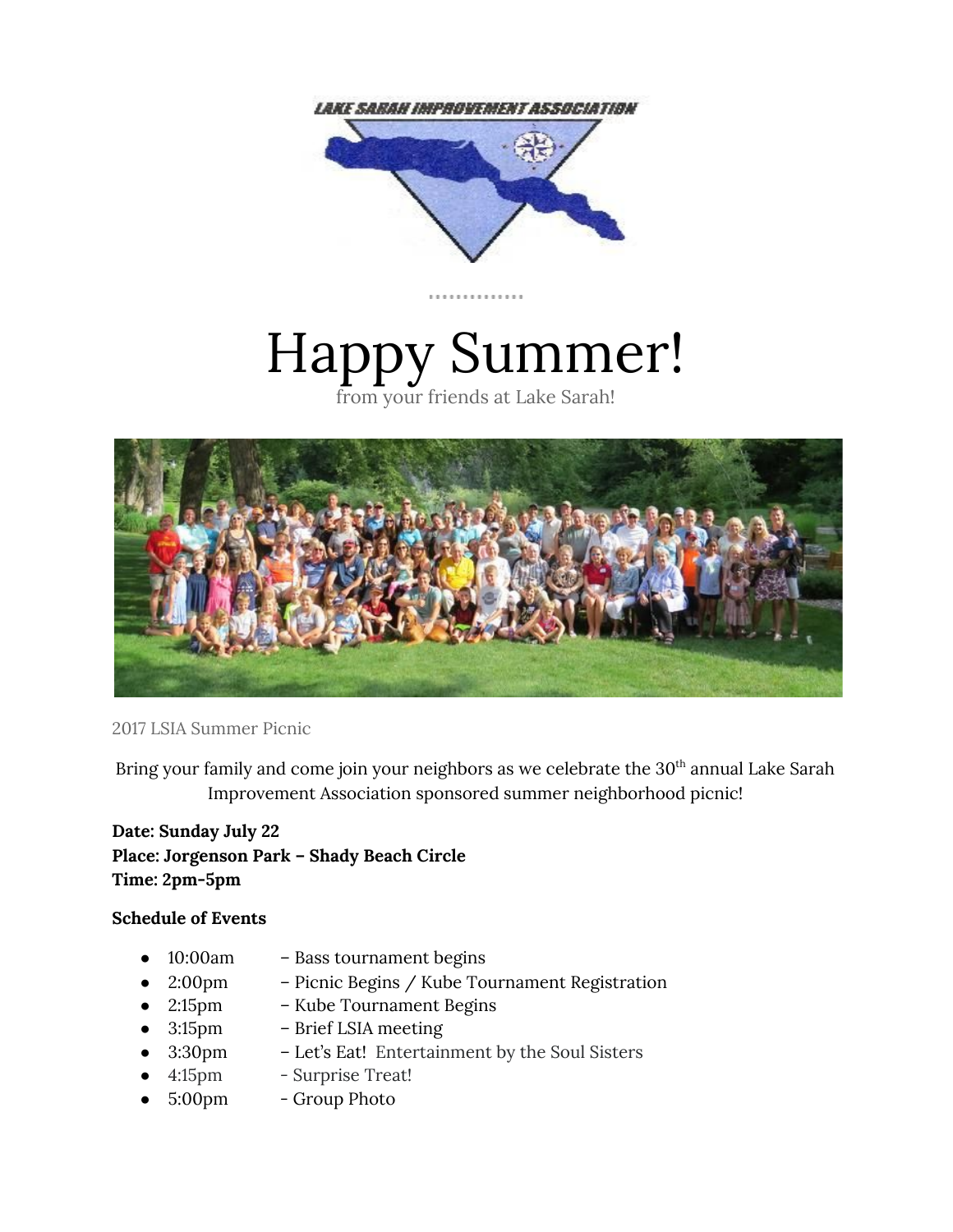LAKE SARAH IMPROVEMENT ASSOCIATION

# Happy Summer!

from your friends at Lake Sarah!

2017 LSIA Summer Picnic

Bring your family and come join your neighbors as we celebrate the 30th annual Lake Sarah Improvement Association sponsored summer neighborhood picnic!

**Date: Sunday July 22**
**Place: Jorgenson Park – Shady Beach Circle**
**Time: 2pm-5pm**

**Schedule of Events**

- 10:00am – Bass tournament begins
- 2:00pm – Picnic Begins / Kube Tournament Registration
- 2:15pm – Kube Tournament Begins
- 3:15pm – Brief LSIA meeting
- 3:30pm – Let's Eat! Entertainment by the Soul Sisters
- 4:15pm - Surprise Treat!
- 5:00pm - Group Photo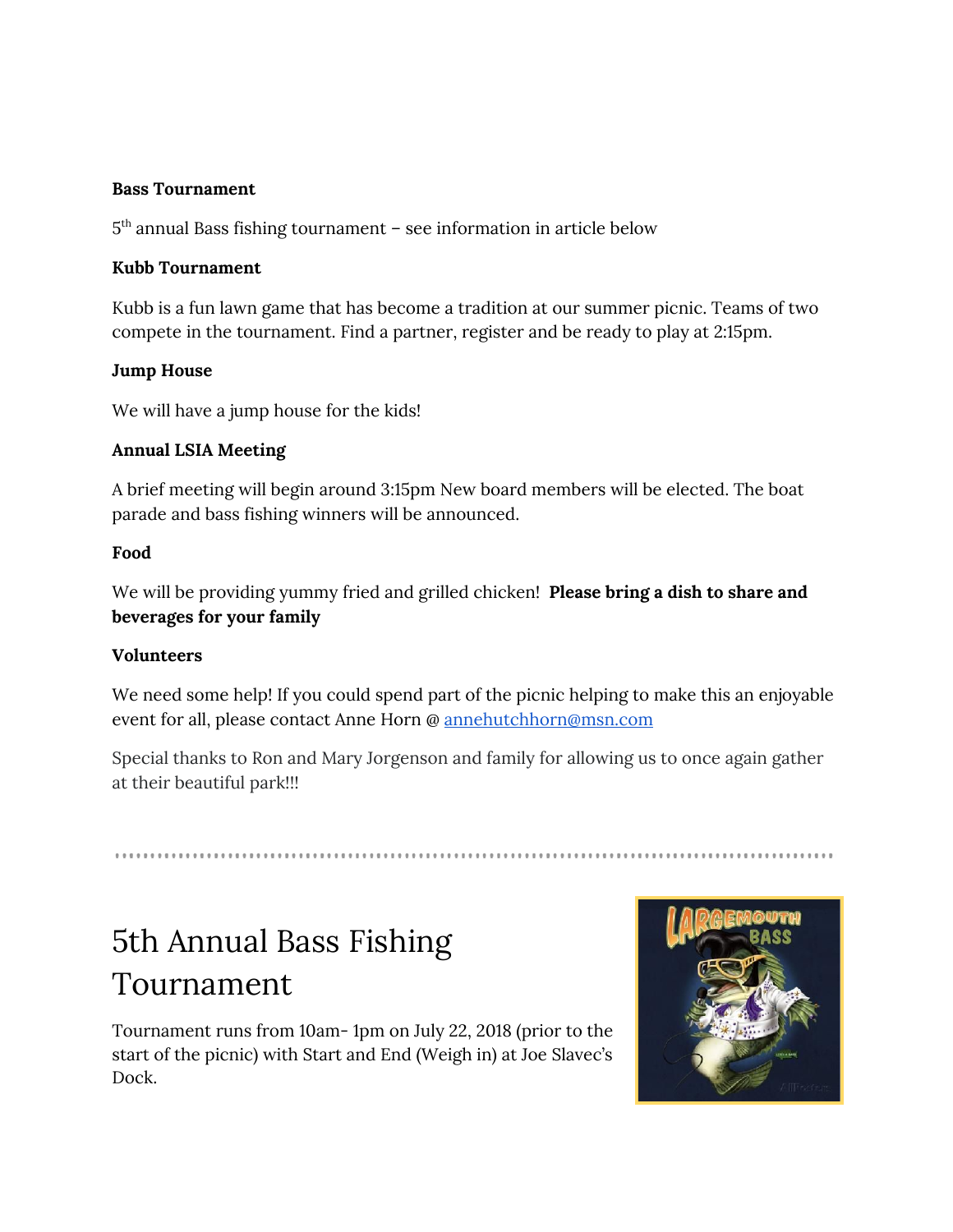**Bass Tournament**

5th annual Bass fishing tournament – see information in article below

**Kubb Tournament**

Kubb is a fun lawn game that has become a tradition at our summer picnic. Teams of two compete in the tournament. Find a partner, register and be ready to play at 2:15pm.

**Jump House**

We will have a jump house for the kids!

**Annual LSIA Meeting**

A brief meeting will begin around 3:15pm New board members will be elected. The boat parade and bass fishing winners will be announced.

**Food**

We will be providing yummy fried and grilled chicken! **Please bring a dish to share and beverages for your family**

**Volunteers**

We need some help! If you could spend part of the picnic helping to make this an enjoyable event for all, please contact Anne Horn @ annehutchhorn@msn.com

Special thanks to Ron and Mary Jorgenson and family for allowing us to once again gather at their beautiful park!!!

---

# 5th Annual Bass Fishing Tournament

Tournament runs from 10am- 1pm on July 22, 2018 (prior to the start of the picnic) with Start and End (Weigh in) at Joe Slavec's Dock.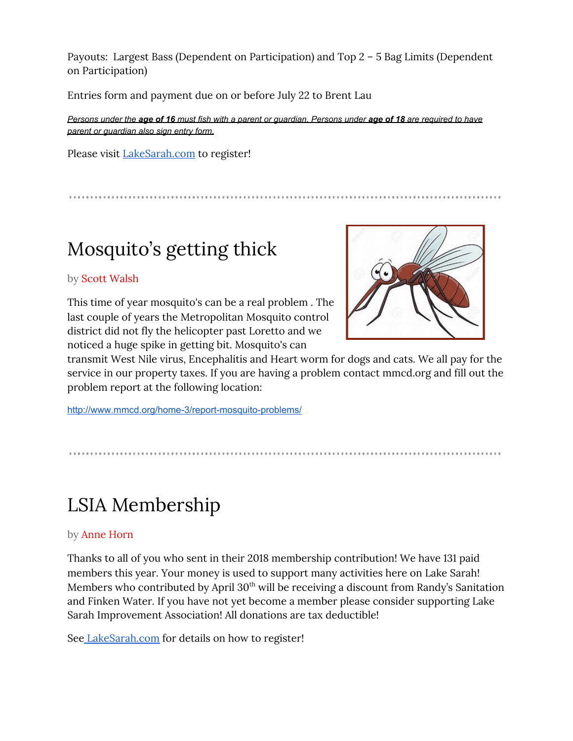Payouts: Largest Bass (Dependent on Participation) and Top 2 – 5 Bag Limits (Dependent on Participation)

Entries form and payment due on or before July 22 to Brent Lau

*Persons under the **age of 16** must fish with a parent or guardian. Persons under **age of 18** are required to have parent or guardian also sign entry form.*

Please visit [LakeSarah.com](LakeSarah.com) to register!

---

# Mosquito's getting thick

by Scott Walsh

This time of year mosquito's can be a real problem . The last couple of years the Metropolitan Mosquito control district did not fly the helicopter past Loretto and we noticed a huge spike in getting bit. Mosquito's can transmit West Nile virus, Encephalitis and Heart worm for dogs and cats. We all pay for the service in our property taxes. If you are having a problem contact mmcd.org and fill out the problem report at the following location:

http://www.mmcd.org/home-3/report-mosquito-problems/

---

# LSIA Membership

by Anne Horn

Thanks to all of you who sent in their 2018 membership contribution! We have 131 paid members this year. Your money is used to support many activities here on Lake Sarah! Members who contributed by April 30th will be receiving a discount from Randy's Sanitation and Finken Water. If you have not yet become a member please consider supporting Lake Sarah Improvement Association! All donations are tax deductible!

See [LakeSarah.com](LakeSarah.com) for details on how to register!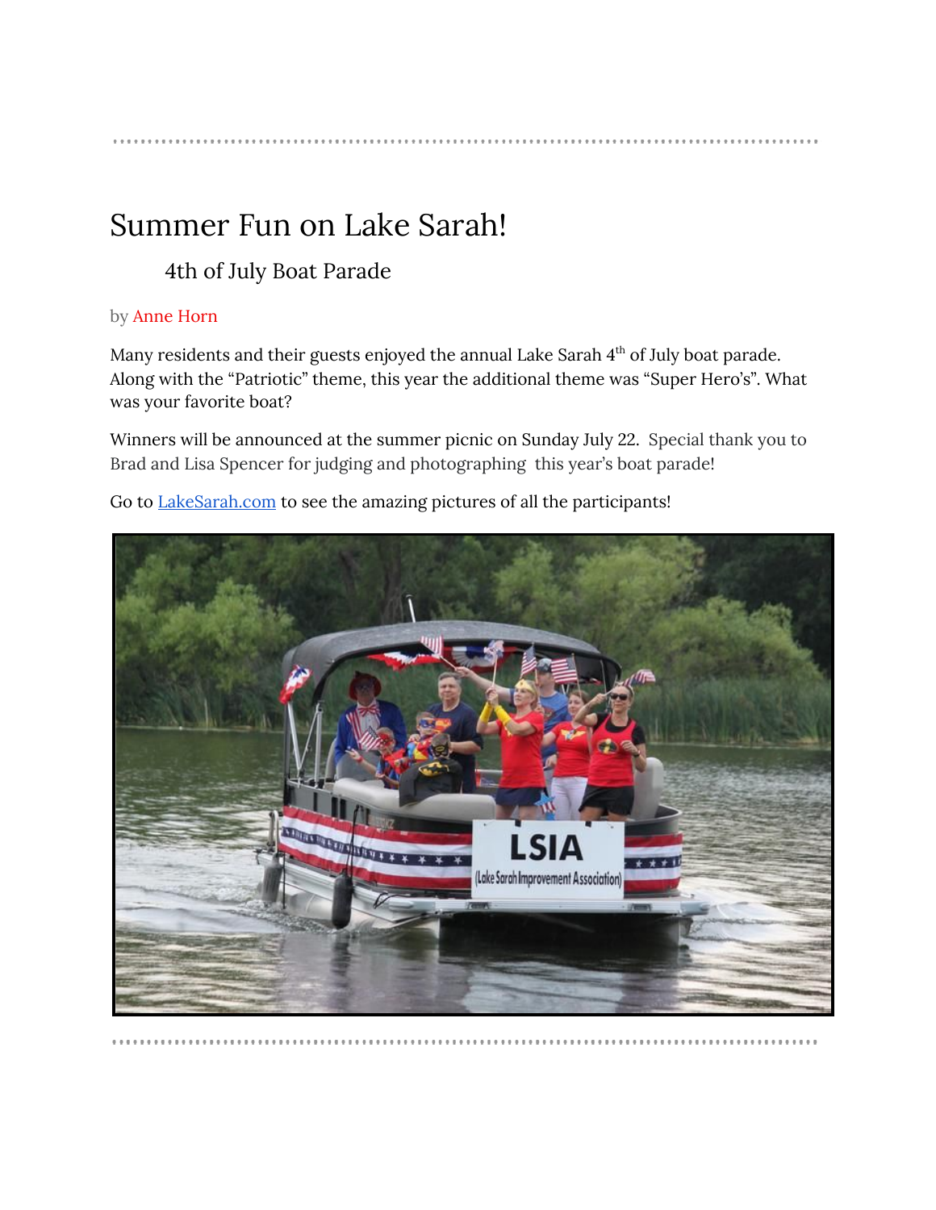# Summary Fun on Lake Sarah!

## 4th of July Boat Parade

by Anne Horn

Many residents and their guests enjoyed the annual Lake Sarah 4th of July boat parade. Along with the "Patriotic" theme, this year the additional theme was "Super Hero's". What was your favorite boat?

Winners will be announced at the summer picnic on Sunday July 22. Special thank you to Brad and Lisa Spencer for judging and photographing this year's boat parade!

Go to [LakeSarah.com](LakeSarah.com) to see the amazing pictures of all the participants!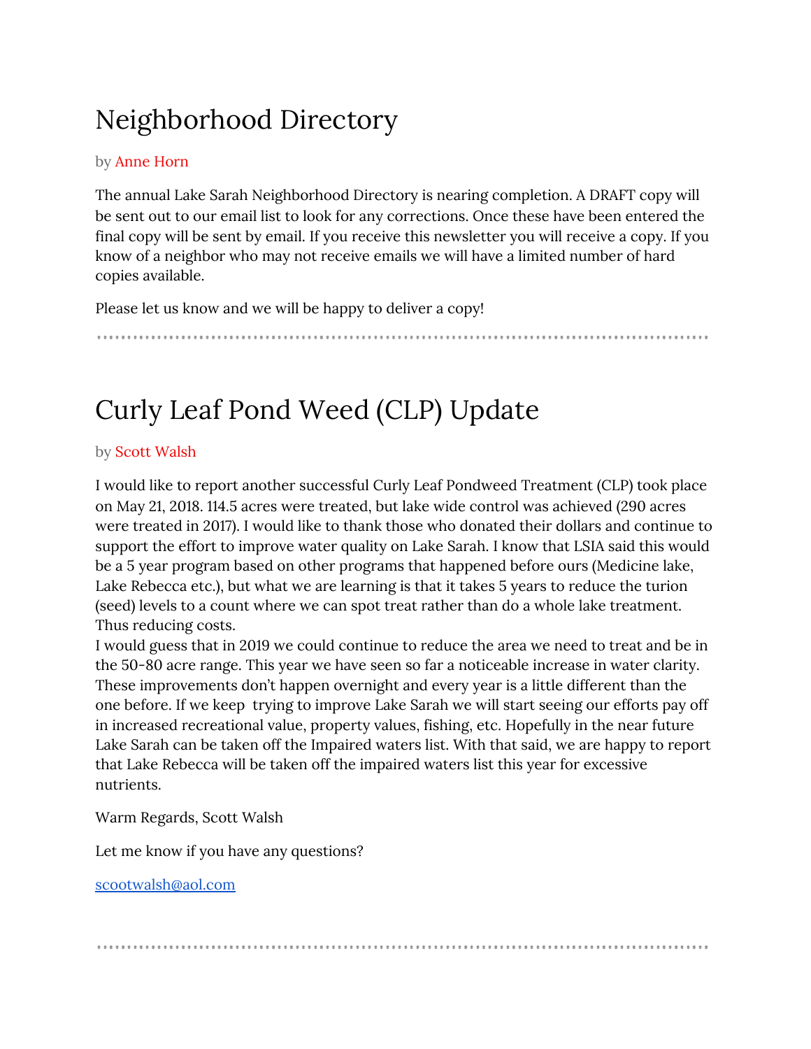# Neighborhood Directory

by Anne Horn

The annual Lake Sarah Neighborhood Directory is nearing completion. A DRAFT copy will be sent out to our email list to look for any corrections. Once these have been entered the final copy will be sent by email. If you receive this newsletter you will receive a copy. If you know of a neighbor who may not receive emails we will have a limited number of hard copies available.

Please let us know and we will be happy to deliver a copy!

---

# Curly Leaf Pond Weed (CLP) Update

by Scott Walsh

I would like to report another successful Curly Leaf Pondweed Treatment (CLP) took place on May 21, 2018. 114.5 acres were treated, but lake wide control was achieved (290 acres were treated in 2017). I would like to thank those who donated their dollars and continue to support the effort to improve water quality on Lake Sarah. I know that LSIA said this would be a 5 year program based on other programs that happened before ours (Medicine lake, Lake Rebecca etc.), but what we are learning is that it takes 5 years to reduce the turion (seed) levels to a count where we can spot treat rather than do a whole lake treatment. Thus reducing costs.

I would guess that in 2019 we could continue to reduce the area we need to treat and be in the 50-80 acre range. This year we have seen so far a noticeable increase in water clarity. These improvements don't happen overnight and every year is a little different than the one before. If we keep trying to improve Lake Sarah we will start seeing our efforts pay off in increased recreational value, property values, fishing, etc. Hopefully in the near future Lake Sarah can be taken off the Impaired waters list. With that said, we are happy to report that Lake Rebecca will be taken off the impaired waters list this year for excessive nutrients.

Warm Regards, Scott Walsh

Let me know if you have any questions?

scootwalsh@aol.com

---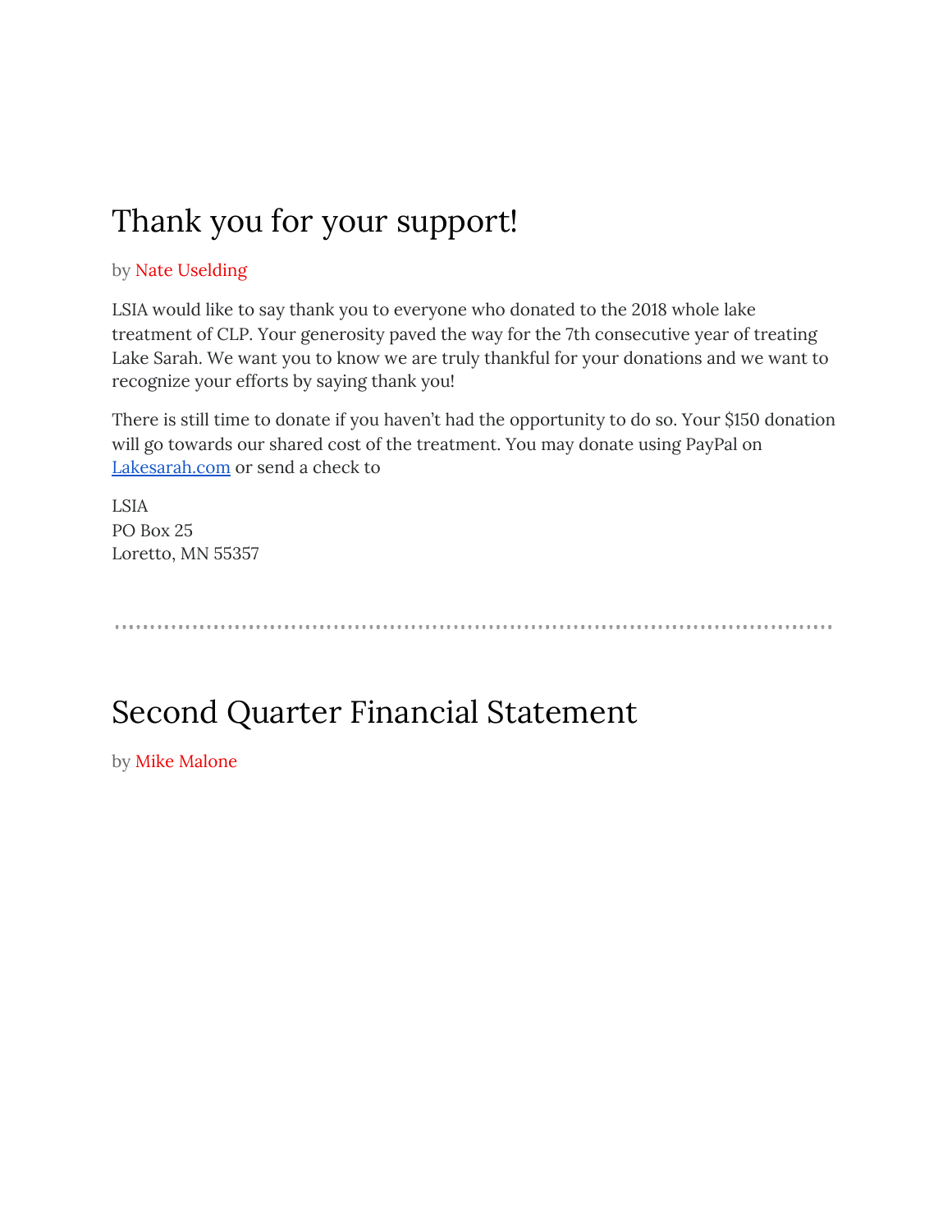# Thank you for your support!

by Nate Uselding

LSIA would like to say thank you to everyone who donated to the 2018 whole lake treatment of CLP. Your generosity paved the way for the 7th consecutive year of treating Lake Sarah. We want you to know we are truly thankful for your donations and we want to recognize your efforts by saying thank you!

There is still time to donate if you haven't had the opportunity to do so. Your $150 donation will go towards our shared cost of the treatment. You may donate using PayPal on [Lakesarah.com](Lakesarah.com) or send a check to

LSIA  
PO Box 25  
Loretto, MN 55357

---

# Second Quarter Financial Statement

by Mike Malone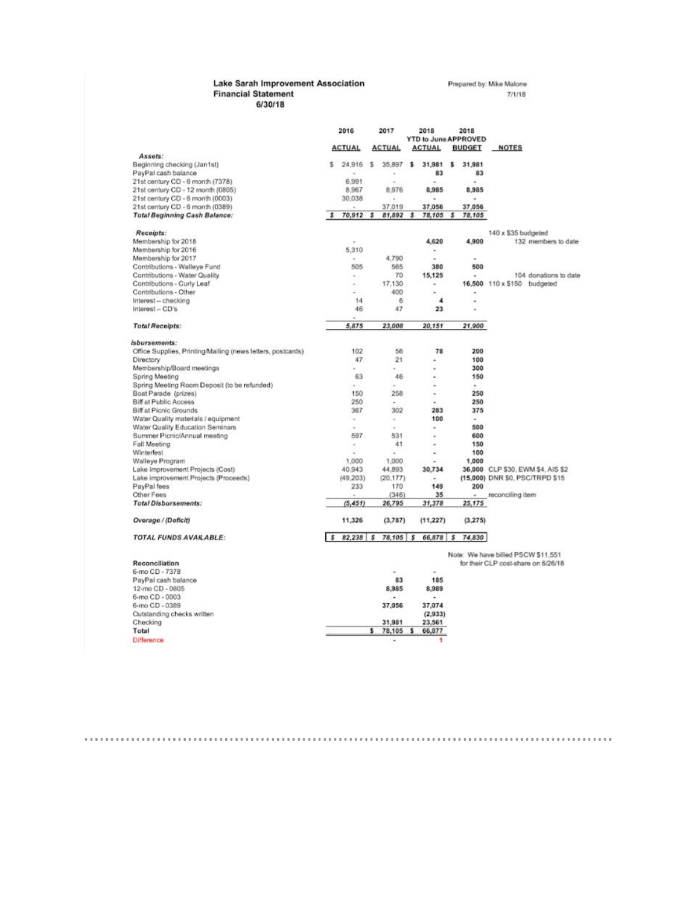**Lake Sarah Improvement Association**
**Financial Statement**
**6/30/18**

Prepared by: Mike Malone
7/1/18

| | 2016 ACTUAL | 2017 ACTUAL | 2018 YTD to June ACTUAL | 2018 APPROVED BUDGET | NOTES |
|---|---|---|---|---|---|
| ***Assets:*** | | | | | |
| Beginning checking (Jan1st) | $ 24,916 | $ 35,897 | $ 31,981 | $ 31,981 | |
| PayPal cash balance | - | - | 83 | 83 | |
| 21st century CD - 6 month (7378) | 6,991 | - | - | - | |
| 21st century CD - 12 month (0805) | 8,967 | 8,976 | 8,985 | 8,985 | |
| 21st century CD - 6 month (0003) | 30,038 | - | - | - | |
| 21st century CD - 6 month (0389) | - | 37,019 | 37,056 | 37,056 | |
| ***Total Beginning Cash Balance:*** | $ 70,912 | $ 81,892 | $ 78,105 | $ 78,105 | |
| ***Receipts:*** | | | | | 140 x $35 budgeted |
| Membership for 2018 | - | | 4,620 | 4,900 | 132 members to date |
| Membership for 2016 | 5,310 | | - | | |
| Membership for 2017 | - | 4,790 | - | - | |
| Contributions - Walleye Fund | 505 | 565 | 380 | 500 | |
| Contributions - Water Quality | - | 70 | 15,125 | - | 104 donations to date |
| Contributions - Curly Leaf | - | 17,130 | - | 16,500 | 110 x $150 budgeted |
| Contributions - Other | - | 400 | - | - | |
| Interest -- checking | 14 | 6 | 4 | - | |
| Interest -- CD's | 46 | 47 | 23 | - | |
| | - | | | | |
| ***Total Receipts:*** | 5,875 | 23,008 | 20,151 | 21,900 | |
| ***isbursements:*** | | | | | |
| Office Supplies, Printing/Mailing (news letters, postcards) | 102 | 56 | 78 | 200 | |
| Directory | 47 | 21 | - | 100 | |
| Membership/Board meetings | - | - | - | 300 | |
| Spring Meeting | 63 | 46 | - | 150 | |
| Spring Meeting Room Deposit (to be refunded) | - | - | - | - | |
| Boat Parade (prizes) | 150 | 258 | - | 250 | |
| Biff at Public Access | 250 | - | - | 250 | |
| Biff at Picnic Grounds | 367 | 302 | 283 | 375 | |
| Water Quality materials / equipment | - | - | 100 | - | |
| Water Quality Education Seminars | - | - | - | 500 | |
| Summer Picnic/Annual meeting | 597 | 531 | - | 600 | |
| Fall Meeting | - | 41 | - | 150 | |
| Winterfest | - | - | - | 100 | |
| Walleye Program | 1,000 | 1,000 | - | 1,000 | |
| Lake Improvement Projects (Cost) | 40,943 | 44,893 | 30,734 | 36,000 | CLP $30, EWM $4, AIS $2 |
| Lake improvement Projects (Proceeds) | (49,203) | (20,177) | - | (15,000) | DNR $0, PSC/TRPD $15 |
| PayPal fees | 233 | 170 | 149 | 200 | |
| Other Fees | - | (346) | 35 | - | reconciling item |
| ***Total Disbursements:*** | (5,451) | 26,795 | 31,378 | 25,175 | |
| ***Overage / (Deficit)*** | 11,326 | (3,787) | (11,227) | (3,275) | |
| ***TOTAL FUNDS AVAILABLE:*** | $ 82,238 | $ 78,105 | $ 66,878 | $ 74,830 | |

Note: We have billed PSCW $11,551 for their CLP cost-share on 6/26/18

| **Reconciliation** | | |
|---|---|---|
| 6-mo CD - 7378 | - | - |
| PayPal cash balance | 83 | 185 |
| 12-mo CD - 0805 | 8,985 | 8,989 |
| 6-mo CD - 0003 | - | - |
| 6-mo CD - 0389 | 37,056 | 37,074 |
| Outstanding checks written | | (2,933) |
| Checking | 31,981 | 23,561 |
| **Total** | $ 78,105 | $ 66,877 |
| Difference | - | 1 |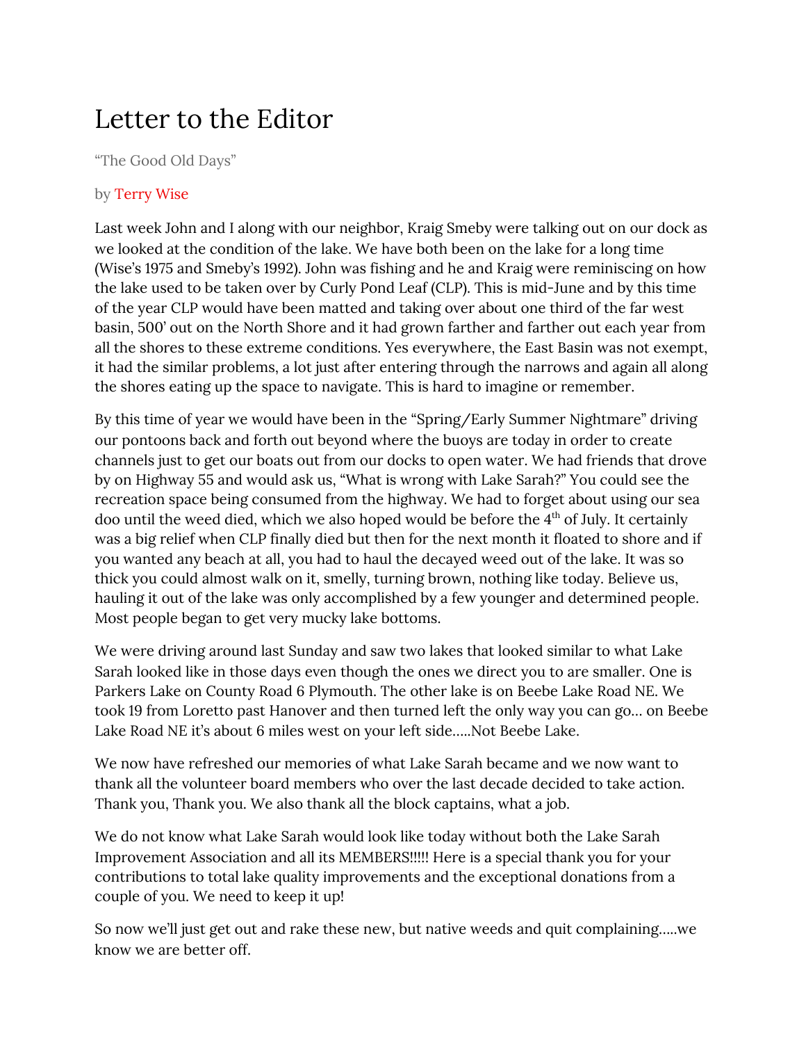# Letter to the Editor

"The Good Old Days"

by Terry Wise

Last week John and I along with our neighbor, Kraig Smeby were talking out on our dock as we looked at the condition of the lake. We have both been on the lake for a long time (Wise's 1975 and Smeby's 1992). John was fishing and he and Kraig were reminiscing on how the lake used to be taken over by Curly Pond Leaf (CLP). This is mid-June and by this time of the year CLP would have been matted and taking over about one third of the far west basin, 500' out on the North Shore and it had grown farther and farther out each year from all the shores to these extreme conditions. Yes everywhere, the East Basin was not exempt, it had the similar problems, a lot just after entering through the narrows and again all along the shores eating up the space to navigate. This is hard to imagine or remember.

By this time of year we would have been in the "Spring/Early Summer Nightmare" driving our pontoons back and forth out beyond where the buoys are today in order to create channels just to get our boats out from our docks to open water. We had friends that drove by on Highway 55 and would ask us, "What is wrong with Lake Sarah?" You could see the recreation space being consumed from the highway. We had to forget about using our sea doo until the weed died, which we also hoped would be before the 4th of July. It certainly was a big relief when CLP finally died but then for the next month it floated to shore and if you wanted any beach at all, you had to haul the decayed weed out of the lake. It was so thick you could almost walk on it, smelly, turning brown, nothing like today. Believe us, hauling it out of the lake was only accomplished by a few younger and determined people. Most people began to get very mucky lake bottoms.

We were driving around last Sunday and saw two lakes that looked similar to what Lake Sarah looked like in those days even though the ones we direct you to are smaller. One is Parkers Lake on County Road 6 Plymouth. The other lake is on Beebe Lake Road NE. We took 19 from Loretto past Hanover and then turned left the only way you can go… on Beebe Lake Road NE it's about 6 miles west on your left side…..Not Beebe Lake.

We now have refreshed our memories of what Lake Sarah became and we now want to thank all the volunteer board members who over the last decade decided to take action. Thank you, Thank you. We also thank all the block captains, what a job.

We do not know what Lake Sarah would look like today without both the Lake Sarah Improvement Association and all its MEMBERS!!!!! Here is a special thank you for your contributions to total lake quality improvements and the exceptional donations from a couple of you. We need to keep it up!

So now we'll just get out and rake these new, but native weeds and quit complaining…..we know we are better off.